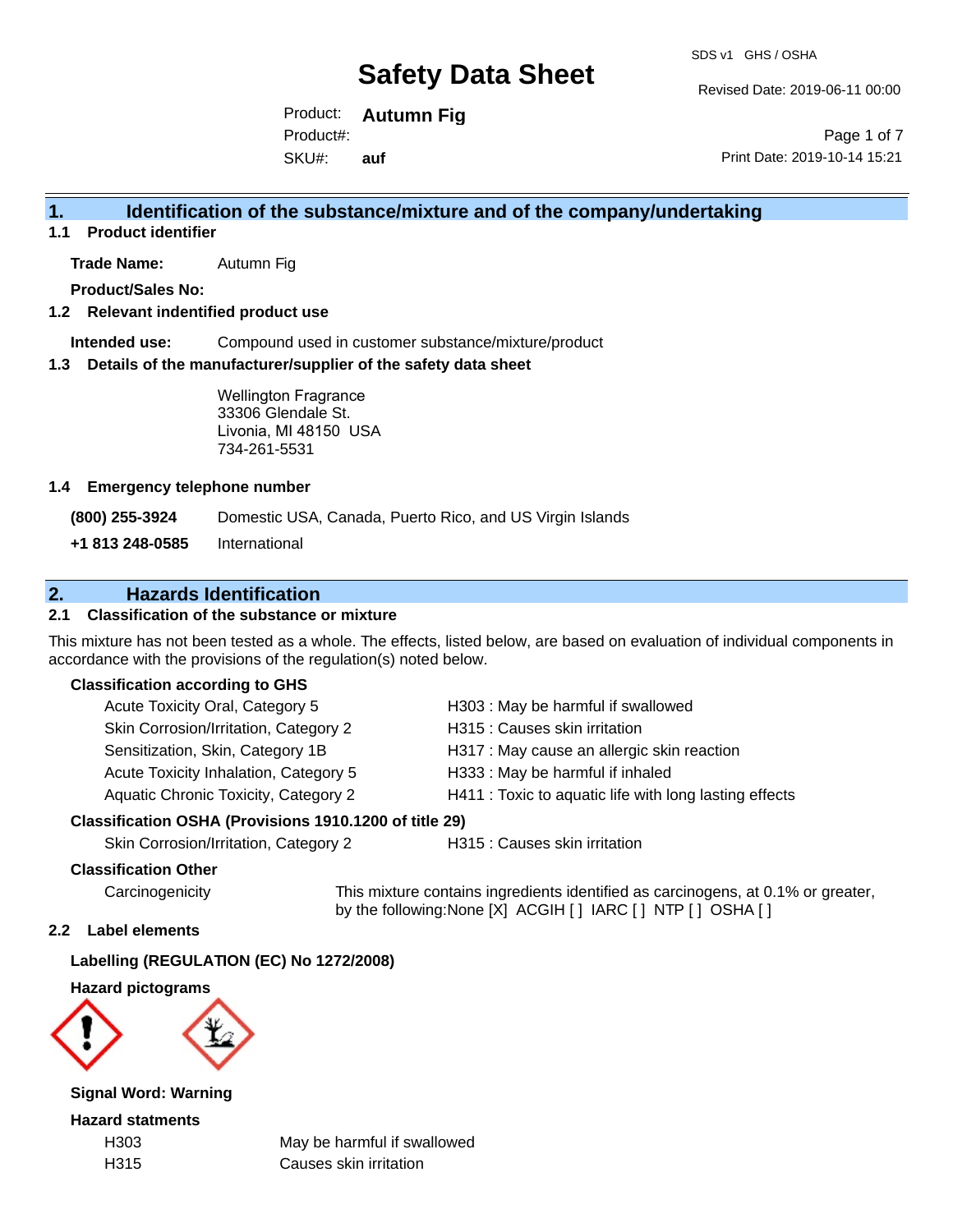# Safety Data Sheet

SDS v1 GHS / OSHA

Revised Date: 2019-06-11 00:00

Product: **Autumn Fig**

Product#:

SKU#: **auf**

Print Date: 2019-10-14 15:21

## 1. Identification of the substance/mixture and of the company/undertaking

### 1.1 Product identifier

**Trade Name:** Autumn Fig

**Product/Sales No:**

### 1.2 Relevant identified product use

**Intended use:** Compound used in customer substance/mixture/product

### 1.3 Details of the manufacturer/supplier of the safety data sheet

Wellington Fragrance
33306 Glendale St.
Livonia, MI 48150 USA
734-261-5531

### 1.4 Emergency telephone number

**(800) 255-3924** Domestic USA, Canada, Puerto Rico, and US Virgin Islands

**+1 813 248-0585** International

## 2. Hazards Identification

### 2.1 Classification of the substance or mixture

This mixture has not been tested as a whole. The effects, listed below, are based on evaluation of individual components in accordance with the provisions of the regulation(s) noted below.

**Classification according to GHS**

| | |
|---|---|
| Acute Toxicity Oral, Category 5 | H303 : May be harmful if swallowed |
| Skin Corrosion/Irritation, Category 2 | H315 : Causes skin irritation |
| Sensitization, Skin, Category 1B | H317 : May cause an allergic skin reaction |
| Acute Toxicity Inhalation, Category 5 | H333 : May be harmful if inhaled |
| Aquatic Chronic Toxicity, Category 2 | H411 : Toxic to aquatic life with long lasting effects |

**Classification OSHA (Provisions 1910.1200 of title 29)**

| | |
|---|---|
| Skin Corrosion/Irritation, Category 2 | H315 : Causes skin irritation |

**Classification Other**

Carcinogenicity — This mixture contains ingredients identified as carcinogens, at 0.1% or greater, by the following:None [X] ACGIH [ ] IARC [ ] NTP [ ] OSHA [ ]

### 2.2 Label elements

**Labelling (REGULATION (EC) No 1272/2008)**

**Hazard pictograms**

**Signal Word: Warning**

**Hazard statments**

| | |
|---|---|
| H303 | May be harmful if swallowed |
| H315 | Causes skin irritation |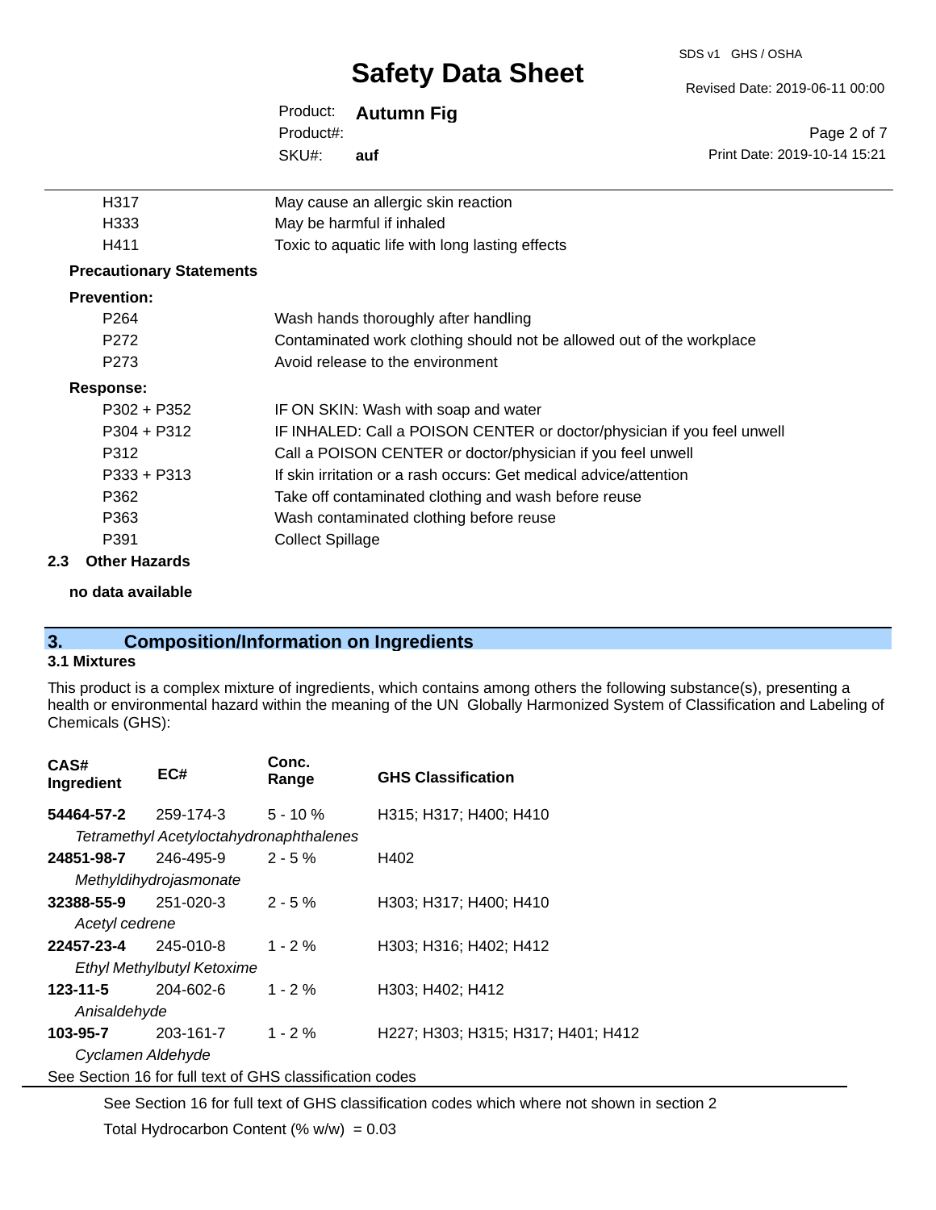| | |
|---|---|
| H317 | May cause an allergic skin reaction |
| H333 | May be harmful if inhaled |
| H411 | Toxic to aquatic life with long lasting effects |

**Precautionary Statements**

**Prevention:**

| | |
|---|---|
| P264 | Wash hands thoroughly after handling |
| P272 | Contaminated work clothing should not be allowed out of the workplace |
| P273 | Avoid release to the environment |

**Response:**

| | |
|---|---|
| P302 + P352 | IF ON SKIN: Wash with soap and water |
| P304 + P312 | IF INHALED: Call a POISON CENTER or doctor/physician if you feel unwell |
| P312 | Call a POISON CENTER or doctor/physician if you feel unwell |
| P333 + P313 | If skin irritation or a rash occurs: Get medical advice/attention |
| P362 | Take off contaminated clothing and wash before reuse |
| P363 | Wash contaminated clothing before reuse |
| P391 | Collect Spillage |

### 2.3 Other Hazards

**no data available**

## 3. Composition/Information on Ingredients

### 3.1 Mixtures

This product is a complex mixture of ingredients, which contains among others the following substance(s), presenting a health or environmental hazard within the meaning of the UN Globally Harmonized System of Classification and Labeling of Chemicals (GHS):

| CAS# Ingredient | EC# | Conc. Range | GHS Classification |
|---|---|---|---|
| **54464-57-2** | 259-174-3 | 5 - 10 % | H315; H317; H400; H410 |
| *Tetramethyl Acetyloctahydronaphthalenes* | | | |
| **24851-98-7** | 246-495-9 | 2 - 5 % | H402 |
| *Methyldihydrojasmonate* | | | |
| **32388-55-9** | 251-020-3 | 2 - 5 % | H303; H317; H400; H410 |
| *Acetyl cedrene* | | | |
| **22457-23-4** | 245-010-8 | 1 - 2 % | H303; H316; H402; H412 |
| *Ethyl Methylbutyl Ketoxime* | | | |
| **123-11-5** | 204-602-6 | 1 - 2 % | H303; H402; H412 |
| *Anisaldehyde* | | | |
| **103-95-7** | 203-161-7 | 1 - 2 % | H227; H303; H315; H317; H401; H412 |
| *Cyclamen Aldehyde* | | | |

See Section 16 for full text of GHS classification codes

See Section 16 for full text of GHS classification codes which where not shown in section 2

Total Hydrocarbon Content (% w/w) = 0.03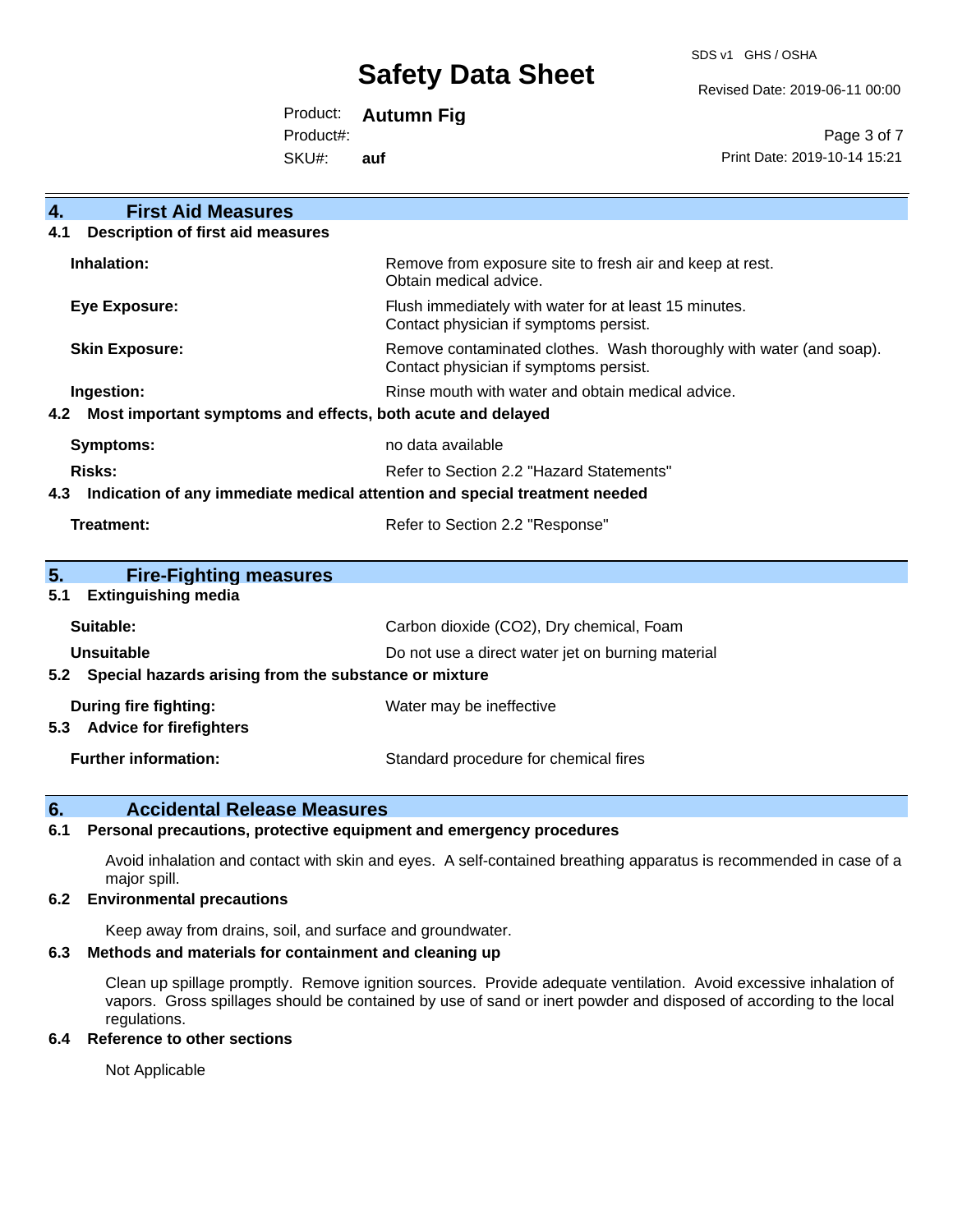## 4. First Aid Measures

### 4.1 Description of first aid measures

| | |
|---|---|
| **Inhalation:** | Remove from exposure site to fresh air and keep at rest. Obtain medical advice. |
| **Eye Exposure:** | Flush immediately with water for at least 15 minutes. Contact physician if symptoms persist. |
| **Skin Exposure:** | Remove contaminated clothes. Wash thoroughly with water (and soap). Contact physician if symptoms persist. |
| **Ingestion:** | Rinse mouth with water and obtain medical advice. |

### 4.2 Most important symptoms and effects, both acute and delayed

| | |
|---|---|
| **Symptoms:** | no data available |
| **Risks:** | Refer to Section 2.2 "Hazard Statements" |

### 4.3 Indication of any immediate medical attention and special treatment needed

| | |
|---|---|
| **Treatment:** | Refer to Section 2.2 "Response" |

## 5. Fire-Fighting measures

### 5.1 Extinguishing media

| | |
|---|---|
| **Suitable:** | Carbon dioxide ($CO_2$), Dry chemical, Foam |
| **Unsuitable** | Do not use a direct water jet on burning material |

### 5.2 Special hazards arising from the substance or mixture

| | |
|---|---|
| **During fire fighting:** | Water may be ineffective |

### 5.3 Advice for firefighters

| | |
|---|---|
| **Further information:** | Standard procedure for chemical fires |

## 6. Accidental Release Measures

### 6.1 Personal precautions, protective equipment and emergency procedures

Avoid inhalation and contact with skin and eyes. A self-contained breathing apparatus is recommended in case of a major spill.

### 6.2 Environmental precautions

Keep away from drains, soil, and surface and groundwater.

### 6.3 Methods and materials for containment and cleaning up

Clean up spillage promptly. Remove ignition sources. Provide adequate ventilation. Avoid excessive inhalation of vapors. Gross spillages should be contained by use of sand or inert powder and disposed of according to the local regulations.

### 6.4 Reference to other sections

Not Applicable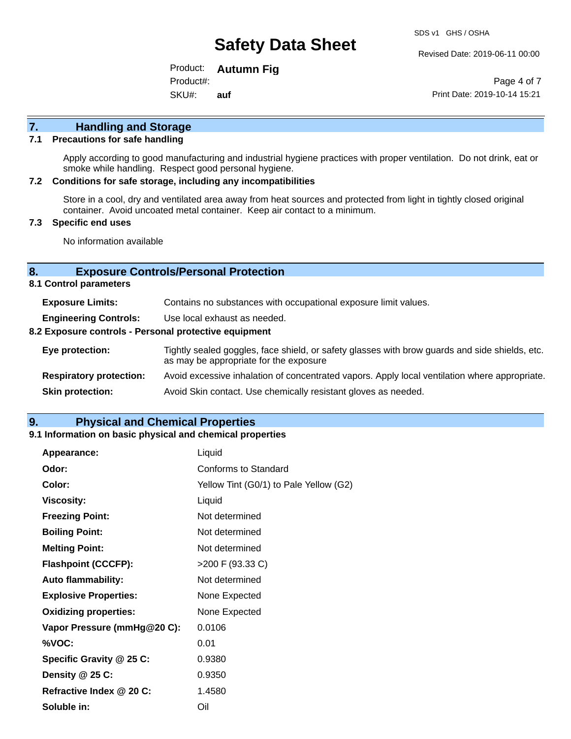## 7. Handling and Storage

### 7.1 Precautions for safe handling

Apply according to good manufacturing and industrial hygiene practices with proper ventilation. Do not drink, eat or smoke while handling. Respect good personal hygiene.

### 7.2 Conditions for safe storage, including any incompatibilities

Store in a cool, dry and ventilated area away from heat sources and protected from light in tightly closed original container. Avoid uncoated metal container. Keep air contact to a minimum.

### 7.3 Specific end uses

No information available

## 8. Exposure Controls/Personal Protection

### 8.1 Control parameters

**Exposure Limits:** Contains no substances with occupational exposure limit values.

**Engineering Controls:** Use local exhaust as needed.

### 8.2 Exposure controls - Personal protective equipment

**Eye protection:** Tightly sealed goggles, face shield, or safety glasses with brow guards and side shields, etc. as may be appropriate for the exposure

**Respiratory protection:** Avoid excessive inhalation of concentrated vapors. Apply local ventilation where appropriate.

**Skin protection:** Avoid Skin contact. Use chemically resistant gloves as needed.

## 9. Physical and Chemical Properties

### 9.1 Information on basic physical and chemical properties

| | |
|---|---|
| **Appearance:** | Liquid |
| **Odor:** | Conforms to Standard |
| **Color:** | Yellow Tint (G0/1) to Pale Yellow (G2) |
| **Viscosity:** | Liquid |
| **Freezing Point:** | Not determined |
| **Boiling Point:** | Not determined |
| **Melting Point:** | Not determined |
| **Flashpoint (CCCFP):** | >200 F (93.33 C) |
| **Auto flammability:** | Not determined |
| **Explosive Properties:** | None Expected |
| **Oxidizing properties:** | None Expected |
| **Vapor Pressure (mmHg@20 C):** | 0.0106 |
| **%VOC:** | 0.01 |
| **Specific Gravity @ 25 C:** | 0.9380 |
| **Density @ 25 C:** | 0.9350 |
| **Refractive Index @ 20 C:** | 1.4580 |
| **Soluble in:** | Oil |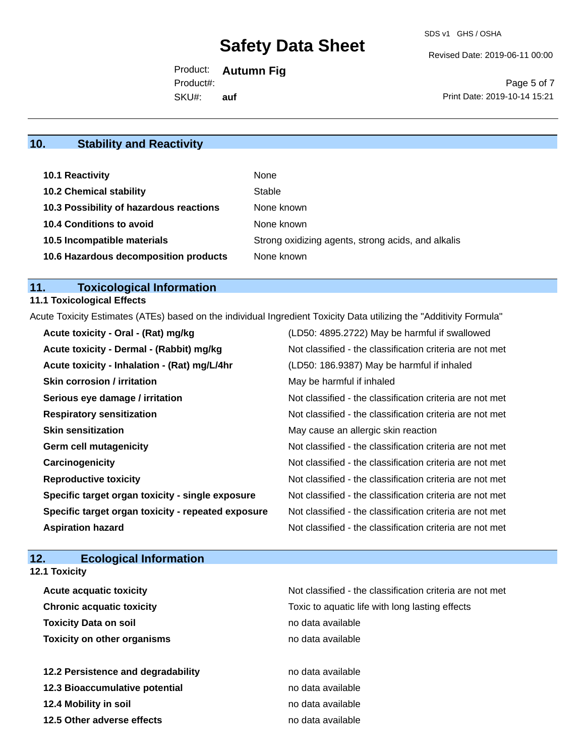## 10. Stability and Reactivity

| | |
|---|---|
| **10.1 Reactivity** | None |
| **10.2 Chemical stability** | Stable |
| **10.3 Possibility of hazardous reactions** | None known |
| **10.4 Conditions to avoid** | None known |
| **10.5 Incompatible materials** | Strong oxidizing agents, strong acids, and alkalis |
| **10.6 Hazardous decomposition products** | None known |

## 11. Toxicological Information

### 11.1 Toxicological Effects

Acute Toxicity Estimates (ATEs) based on the individual Ingredient Toxicity Data utilizing the "Additivity Formula"

| | |
|---|---|
| **Acute toxicity - Oral - (Rat) mg/kg** | (LD50: 4895.2722) May be harmful if swallowed |
| **Acute toxicity - Dermal - (Rabbit) mg/kg** | Not classified - the classification criteria are not met |
| **Acute toxicity - Inhalation - (Rat) mg/L/4hr** | (LD50: 186.9387) May be harmful if inhaled |
| **Skin corrosion / irritation** | May be harmful if inhaled |
| **Serious eye damage / irritation** | Not classified - the classification criteria are not met |
| **Respiratory sensitization** | Not classified - the classification criteria are not met |
| **Skin sensitization** | May cause an allergic skin reaction |
| **Germ cell mutagenicity** | Not classified - the classification criteria are not met |
| **Carcinogenicity** | Not classified - the classification criteria are not met |
| **Reproductive toxicity** | Not classified - the classification criteria are not met |
| **Specific target organ toxicity - single exposure** | Not classified - the classification criteria are not met |
| **Specific target organ toxicity - repeated exposure** | Not classified - the classification criteria are not met |
| **Aspiration hazard** | Not classified - the classification criteria are not met |

## 12. Ecological Information

### 12.1 Toxicity

| | |
|---|---|
| **Acute acquatic toxicity** | Not classified - the classification criteria are not met |
| **Chronic acquatic toxicity** | Toxic to aquatic life with long lasting effects |
| **Toxicity Data on soil** | no data available |
| **Toxicity on other organisms** | no data available |

| | |
|---|---|
| **12.2 Persistence and degradability** | no data available |
| **12.3 Bioaccumulative potential** | no data available |
| **12.4 Mobility in soil** | no data available |
| **12.5 Other adverse effects** | no data available |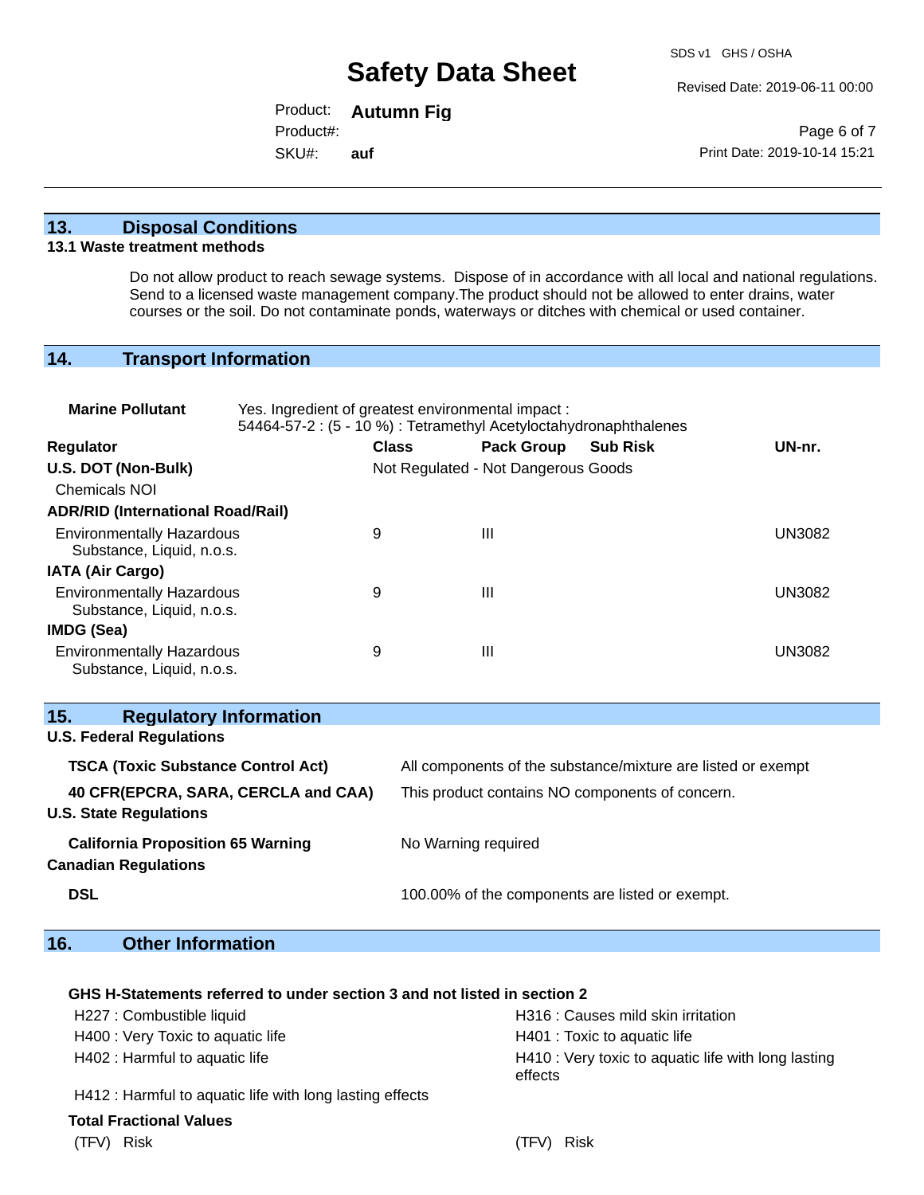## 13. Disposal Conditions

### 13.1 Waste treatment methods

Do not allow product to reach sewage systems. Dispose of in accordance with all local and national regulations. Send to a licensed waste management company.The product should not be allowed to enter drains, water courses or the soil. Do not contaminate ponds, waterways or ditches with chemical or used container.

## 14. Transport Information

**Marine Pollutant** Yes. Ingredient of greatest environmental impact :
54464-57-2 : (5 - 10 %) : Tetramethyl Acetyloctahydronaphthalenes

| Regulator | Class | Pack Group | Sub Risk | UN-nr. |
|---|---|---|---|---|
| **U.S. DOT (Non-Bulk)** | Not Regulated - Not Dangerous Goods | | | |
| Chemicals NOI | | | | |
| **ADR/RID (International Road/Rail)** | | | | |
| Environmentally Hazardous Substance, Liquid, n.o.s. | 9 | III | | UN3082 |
| **IATA (Air Cargo)** | | | | |
| Environmentally Hazardous Substance, Liquid, n.o.s. | 9 | III | | UN3082 |
| **IMDG (Sea)** | | | | |
| Environmentally Hazardous Substance, Liquid, n.o.s. | 9 | III | | UN3082 |

## 15. Regulatory Information

**U.S. Federal Regulations**

| | |
|---|---|
| **TSCA (Toxic Substance Control Act)** | All components of the substance/mixture are listed or exempt |
| **40 CFR(EPCRA, SARA, CERCLA and CAA)** | This product contains NO components of concern. |

**U.S. State Regulations**

| | |
|---|---|
| **California Proposition 65 Warning** | No Warning required |

**Canadian Regulations**

| | |
|---|---|
| **DSL** | 100.00% of the components are listed or exempt. |

## 16. Other Information

**GHS H-Statements referred to under section 3 and not listed in section 2**

H227 : Combustible liquid
H316 : Causes mild skin irritation
H400 : Very Toxic to aquatic life
H401 : Toxic to aquatic life
H402 : Harmful to aquatic life
H410 : Very toxic to aquatic life with long lasting effects
H412 : Harmful to aquatic life with long lasting effects

**Total Fractional Values**

| (TFV) Risk | (TFV) Risk |
|---|---|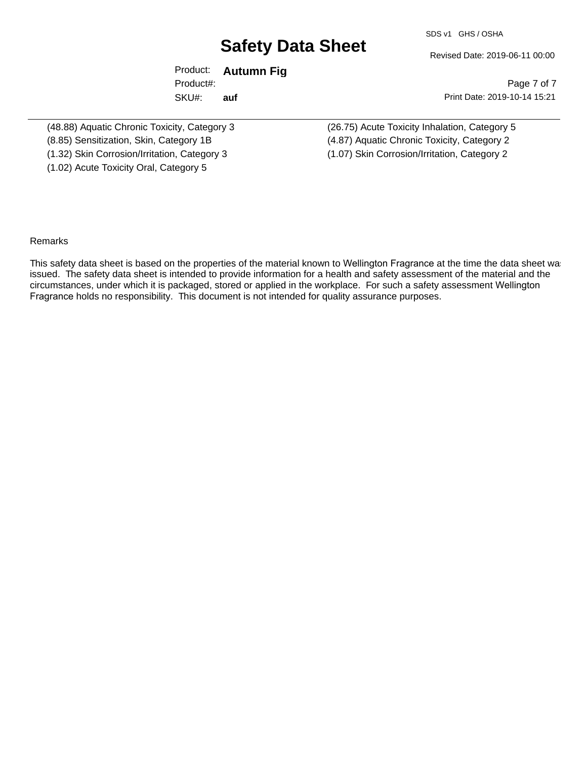(48.88) Aquatic Chronic Toxicity, Category 3
(8.85) Sensitization, Skin, Category 1B
(1.32) Skin Corrosion/Irritation, Category 3
(1.02) Acute Toxicity Oral, Category 5
(26.75) Acute Toxicity Inhalation, Category 5
(4.87) Aquatic Chronic Toxicity, Category 2
(1.07) Skin Corrosion/Irritation, Category 2

Remarks

This safety data sheet is based on the properties of the material known to Wellington Fragrance at the time the data sheet was issued. The safety data sheet is intended to provide information for a health and safety assessment of the material and the circumstances, under which it is packaged, stored or applied in the workplace. For such a safety assessment Wellington Fragrance holds no responsibility. This document is not intended for quality assurance purposes.